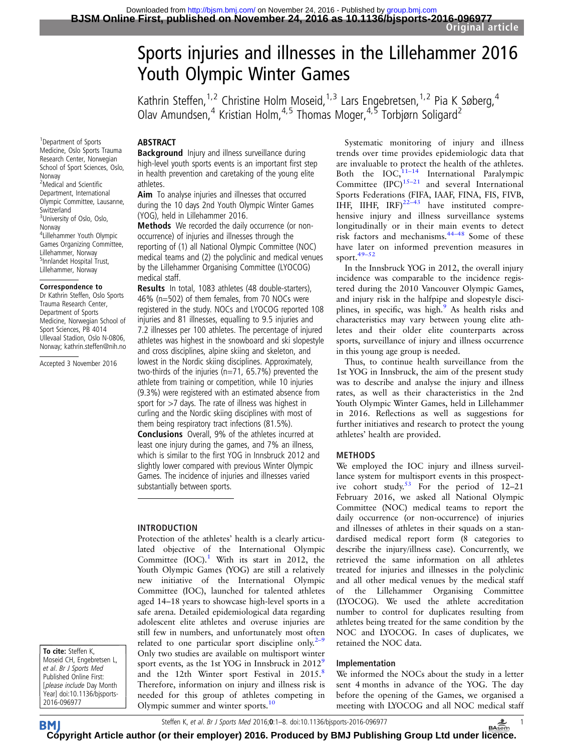# Sports injuries and illnesses in the Lillehammer 2016 Youth Olympic Winter Games

Kathrin Steffen,[1,2] Christine Holm Moseid,[1,3] Lars Engebretsen,[1,2] Pia K Søberg,[4] Olav Amundsen,[4] Kristian Holm,[4,5] Thomas Moger,[4,5] Torbjørn Soligard[2]

[1]Department of Sports Medicine, Oslo Sports Trauma Research Center, Norwegian School of Sport Sciences, Oslo, Norway
[2]Medical and Scientific Department, International Olympic Committee, Lausanne, Switzerland
[3]University of Oslo, Oslo, Norway
[4]Lillehammer Youth Olympic Games Organizing Committee, Lillehammer, Norway
[5]Innlandet Hospital Trust, Lillehammer, Norway

**Correspondence to**
Dr Kathrin Steffen, Oslo Sports Trauma Research Center, Department of Sports Medicine, Norwegian School of Sport Sciences, PB 4014 Ullevaal Stadion, Oslo N-0806, Norway; kathrin.steffen@nih.no

Accepted 3 November 2016

## ABSTRACT

**Background** Injury and illness surveillance during high-level youth sports events is an important first step in health prevention and caretaking of the young elite athletes.

**Aim** To analyse injuries and illnesses that occurred during the 10 days 2nd Youth Olympic Winter Games (YOG), held in Lillehammer 2016.

**Methods** We recorded the daily occurrence (or non-occurrence) of injuries and illnesses through the reporting of (1) all National Olympic Committee (NOC) medical teams and (2) the polyclinic and medical venues by the Lillehammer Organising Committee (LYOCOG) medical staff.

**Results** In total, 1083 athletes (48 double-starters), 46% (n=502) of them females, from 70 NOCs were registered in the study. NOCs and LYOCOG reported 108 injuries and 81 illnesses, equalling to 9.5 injuries and 7.2 illnesses per 100 athletes. The percentage of injured athletes was highest in the snowboard and ski slopestyle and cross disciplines, alpine skiing and skeleton, and lowest in the Nordic skiing disciplines. Approximately, two-thirds of the injuries (n=71, 65.7%) prevented the athlete from training or competition, while 10 injuries (9.3%) were registered with an estimated absence from sport for >7 days. The rate of illness was highest in curling and the Nordic skiing disciplines with most of them being respiratory tract infections (81.5%).

**Conclusions** Overall, 9% of the athletes incurred at least one injury during the games, and 7% an illness, which is similar to the first YOG in Innsbruck 2012 and slightly lower compared with previous Winter Olympic Games. The incidence of injuries and illnesses varied substantially between sports.

**To cite:** Steffen K, Moseid CH, Engebretsen L, *et al. Br J Sports Med* Published Online First: [*please include* Day Month Year] doi:10.1136/bjsports-2016-096977

## INTRODUCTION

Protection of the athletes' health is a clearly articulated objective of the International Olympic Committee (IOC).[1] With its start in 2012, the Youth Olympic Games (YOG) are still a relatively new initiative of the International Olympic Committee (IOC), launched for talented athletes aged 14–18 years to showcase high-level sports in a safe arena. Detailed epidemiological data regarding adolescent elite athletes and overuse injuries are still few in numbers, and unfortunately most often related to one particular sport discipline only.[2–9] Only two studies are available on multisport winter sport events, as the 1st YOG in Innsbruck in 2012[9] and the 12th Winter sport Festival in 2015.[8] Therefore, information on injury and illness risk is needed for this group of athletes competing in Olympic summer and winter sports.[10]

Systematic monitoring of injury and illness trends over time provides epidemiologic data that are invaluable to protect the health of the athletes. Both the IOC,[11–14] International Paralympic Committee (IPC)[15–21] and several International Sports Federations (FIFA, IAAF, FINA, FIS, FIVB, IHF, IIHF, IRF)[22–43] have instituted comprehensive injury and illness surveillance systems longitudinally or in their main events to detect risk factors and mechanisms.[44–48] Some of these have later on informed prevention measures in sport.[49–52]

In the Innsbruck YOG in 2012, the overall injury incidence was comparable to the incidence registered during the 2010 Vancouver Olympic Games, and injury risk in the halfpipe and slopestyle disciplines, in specific, was high.[9] As health risks and characteristics may vary between young elite athletes and their older elite counterparts across sports, surveillance of injury and illness occurrence in this young age group is needed.

Thus, to continue health surveillance from the 1st YOG in Innsbruck, the aim of the present study was to describe and analyse the injury and illness rates, as well as their characteristics in the 2nd Youth Olympic Winter Games, held in Lillehammer in 2016. Reflections as well as suggestions for further initiatives and research to protect the young athletes' health are provided.

## METHODS

We employed the IOC injury and illness surveillance system for multisport events in this prospective cohort study.[53] For the period of 12–21 February 2016, we asked all National Olympic Committee (NOC) medical teams to report the daily occurrence (or non-occurrence) of injuries and illnesses of athletes in their squads on a standardised medical report form (8 categories to describe the injury/illness case). Concurrently, we retrieved the same information on all athletes treated for injuries and illnesses in the polyclinic and all other medical venues by the medical staff of the Lillehammer Organising Committee (LYOCOG). We used the athlete accreditation number to control for duplicates resulting from athletes being treated for the same condition by the NOC and LYOCOG. In cases of duplicates, we retained the NOC data.

### Implementation

We informed the NOCs about the study in a letter sent 4 months in advance of the YOG. The day before the opening of the Games, we organised a meeting with LYOCOG and all NOC medical staff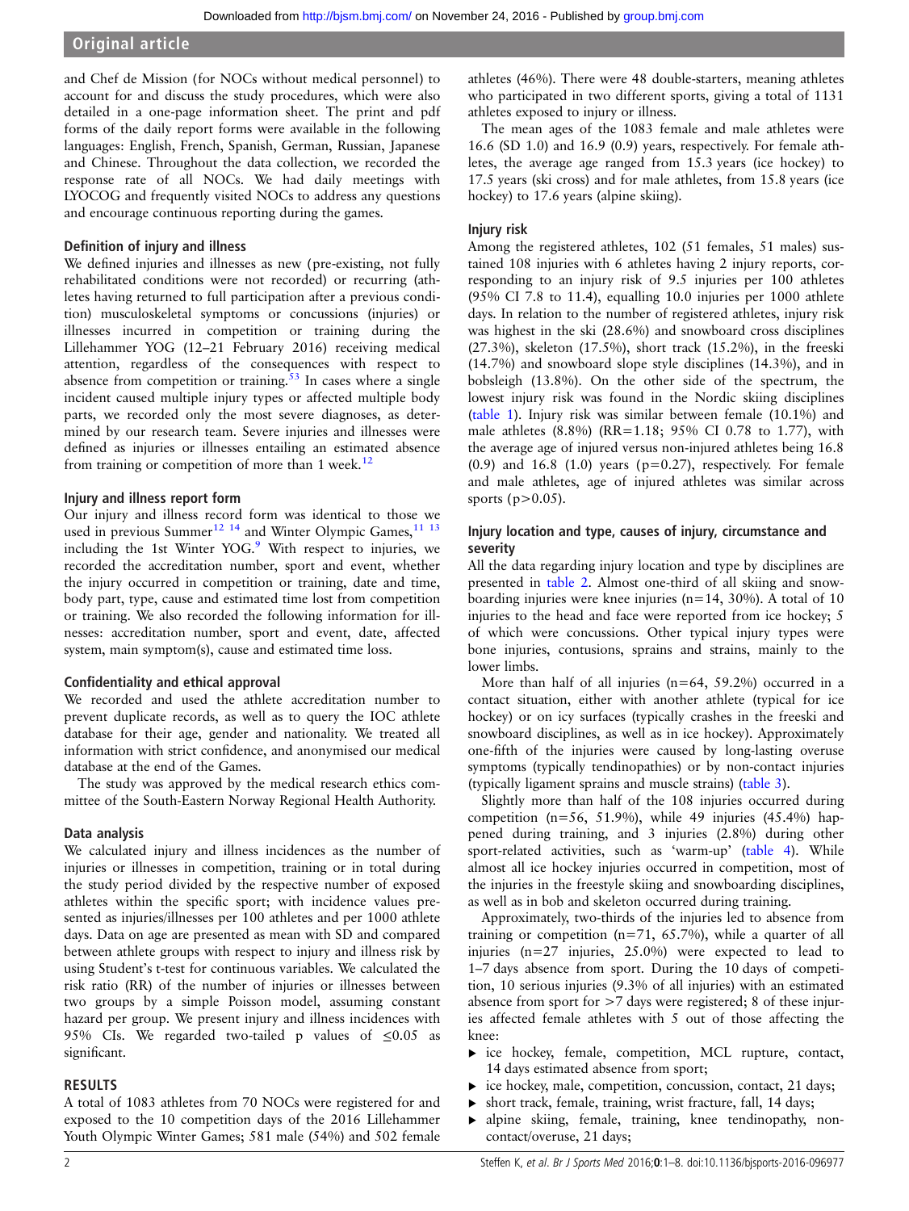and Chef de Mission (for NOCs without medical personnel) to account for and discuss the study procedures, which were also detailed in a one-page information sheet. The print and pdf forms of the daily report forms were available in the following languages: English, French, Spanish, German, Russian, Japanese and Chinese. Throughout the data collection, we recorded the response rate of all NOCs. We had daily meetings with LYOCOG and frequently visited NOCs to address any questions and encourage continuous reporting during the games.

### Definition of injury and illness

We defined injuries and illnesses as new (pre-existing, not fully rehabilitated conditions were not recorded) or recurring (athletes having returned to full participation after a previous condition) musculoskeletal symptoms or concussions (injuries) or illnesses incurred in competition or training during the Lillehammer YOG (12–21 February 2016) receiving medical attention, regardless of the consequences with respect to absence from competition or training.[53] In cases where a single incident caused multiple injury types or affected multiple body parts, we recorded only the most severe diagnoses, as determined by our research team. Severe injuries and illnesses were defined as injuries or illnesses entailing an estimated absence from training or competition of more than 1 week.[12]

### Injury and illness report form

Our injury and illness record form was identical to those we used in previous Summer[12 14] and Winter Olympic Games,[11 13] including the 1st Winter YOG.[9] With respect to injuries, we recorded the accreditation number, sport and event, whether the injury occurred in competition or training, date and time, body part, type, cause and estimated time lost from competition or training. We also recorded the following information for illnesses: accreditation number, sport and event, date, affected system, main symptom(s), cause and estimated time loss.

### Confidentiality and ethical approval

We recorded and used the athlete accreditation number to prevent duplicate records, as well as to query the IOC athlete database for their age, gender and nationality. We treated all information with strict confidence, and anonymised our medical database at the end of the Games.

The study was approved by the medical research ethics committee of the South-Eastern Norway Regional Health Authority.

### Data analysis

We calculated injury and illness incidences as the number of injuries or illnesses in competition, training or in total during the study period divided by the respective number of exposed athletes within the specific sport; with incidence values presented as injuries/illnesses per 100 athletes and per 1000 athlete days. Data on age are presented as mean with SD and compared between athlete groups with respect to injury and illness risk by using Student's t-test for continuous variables. We calculated the risk ratio (RR) of the number of injuries or illnesses between two groups by a simple Poisson model, assuming constant hazard per group. We present injury and illness incidences with 95% CIs. We regarded two-tailed p values of $\leq 0.05$ as significant.

## RESULTS

A total of 1083 athletes from 70 NOCs were registered for and exposed to the 10 competition days of the 2016 Lillehammer Youth Olympic Winter Games; 581 male (54%) and 502 female athletes (46%). There were 48 double-starters, meaning athletes who participated in two different sports, giving a total of 1131 athletes exposed to injury or illness.

The mean ages of the 1083 female and male athletes were 16.6 (SD 1.0) and 16.9 (0.9) years, respectively. For female athletes, the average age ranged from 15.3 years (ice hockey) to 17.5 years (ski cross) and for male athletes, from 15.8 years (ice hockey) to 17.6 years (alpine skiing).

### Injury risk

Among the registered athletes, 102 (51 females, 51 males) sustained 108 injuries with 6 athletes having 2 injury reports, corresponding to an injury risk of 9.5 injuries per 100 athletes (95% CI 7.8 to 11.4), equalling 10.0 injuries per 1000 athlete days. In relation to the number of registered athletes, injury risk was highest in the ski (28.6%) and snowboard cross disciplines (27.3%), skeleton (17.5%), short track (15.2%), in the freeski (14.7%) and snowboard slope style disciplines (14.3%), and in bobsleigh (13.8%). On the other side of the spectrum, the lowest injury risk was found in the Nordic skiing disciplines (table 1). Injury risk was similar between female (10.1%) and male athletes (8.8%) (RR=1.18; 95% CI 0.78 to 1.77), with the average age of injured versus non-injured athletes being 16.8 (0.9) and 16.8 (1.0) years (p=0.27), respectively. For female and male athletes, age of injured athletes was similar across sports (p>0.05).

### Injury location and type, causes of injury, circumstance and severity

All the data regarding injury location and type by disciplines are presented in table 2. Almost one-third of all skiing and snowboarding injuries were knee injuries (n=14, 30%). A total of 10 injuries to the head and face were reported from ice hockey; 5 of which were concussions. Other typical injury types were bone injuries, contusions, sprains and strains, mainly to the lower limbs.

More than half of all injuries (n=64, 59.2%) occurred in a contact situation, either with another athlete (typical for ice hockey) or on icy surfaces (typically crashes in the freeski and snowboard disciplines, as well as in ice hockey). Approximately one-fifth of the injuries were caused by long-lasting overuse symptoms (typically tendinopathies) or by non-contact injuries (typically ligament sprains and muscle strains) (table 3).

Slightly more than half of the 108 injuries occurred during competition (n=56, 51.9%), while 49 injuries (45.4%) happened during training, and 3 injuries (2.8%) during other sport-related activities, such as 'warm-up' (table 4). While almost all ice hockey injuries occurred in competition, most of the injuries in the freestyle skiing and snowboarding disciplines, as well as in bob and skeleton occurred during training.

Approximately, two-thirds of the injuries led to absence from training or competition (n=71, 65.7%), while a quarter of all injuries (n=27 injuries, 25.0%) were expected to lead to 1–7 days absence from sport. During the 10 days of competition, 10 serious injuries (9.3% of all injuries) with an estimated absence from sport for >7 days were registered; 8 of these injuries affected female athletes with 5 out of those affecting the knee:

- ice hockey, female, competition, MCL rupture, contact, 14 days estimated absence from sport;
- ice hockey, male, competition, concussion, contact, 21 days;
- short track, female, training, wrist fracture, fall, 14 days;
- alpine skiing, female, training, knee tendinopathy, non-contact/overuse, 21 days;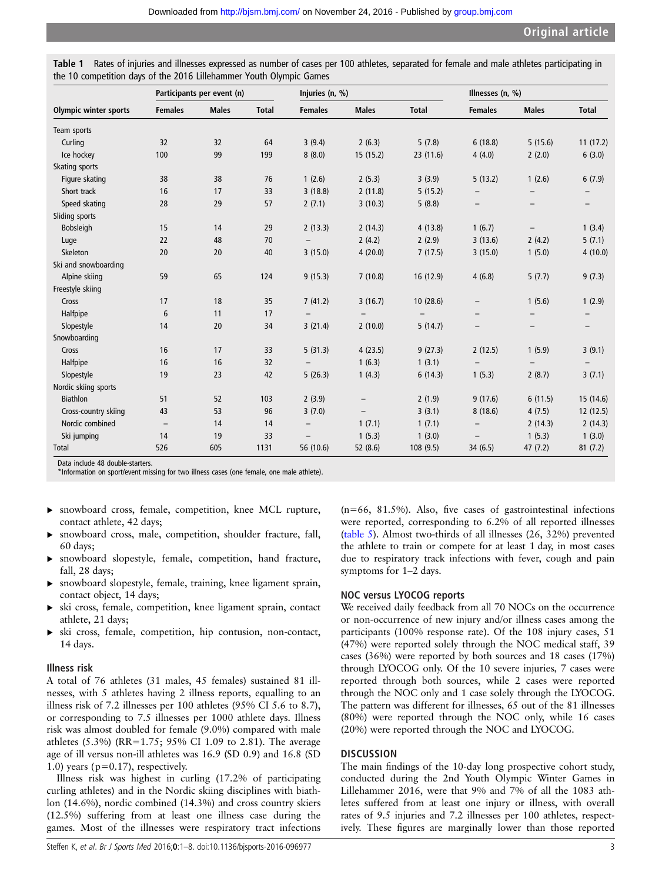**Table 1** Rates of injuries and illnesses expressed as number of cases per 100 athletes, separated for female and male athletes participating in the 10 competition days of the 2016 Lillehammer Youth Olympic Games

| | Participants per event (n) | | | Injuries (n, %) | | | Illnesses (n, %) | | |
|---|---|---|---|---|---|---|---|---|---|
| Olympic winter sports | Females | Males | Total | Females | Males | Total | Females | Males | Total |
| Team sports | | | | | | | | | |
| Curling | 32 | 32 | 64 | 3 (9.4) | 2 (6.3) | 5 (7.8) | 6 (18.8) | 5 (15.6) | 11 (17.2) |
| Ice hockey | 100 | 99 | 199 | 8 (8.0) | 15 (15.2) | 23 (11.6) | 4 (4.0) | 2 (2.0) | 6 (3.0) |
| Skating sports | | | | | | | | | |
| Figure skating | 38 | 38 | 76 | 1 (2.6) | 2 (5.3) | 3 (3.9) | 5 (13.2) | 1 (2.6) | 6 (7.9) |
| Short track | 16 | 17 | 33 | 3 (18.8) | 2 (11.8) | 5 (15.2) | – | – | – |
| Speed skating | 28 | 29 | 57 | 2 (7.1) | 3 (10.3) | 5 (8.8) | – | – | – |
| Sliding sports | | | | | | | | | |
| Bobsleigh | 15 | 14 | 29 | 2 (13.3) | 2 (14.3) | 4 (13.8) | 1 (6.7) | – | 1 (3.4) |
| Luge | 22 | 48 | 70 | – | 2 (4.2) | 2 (2.9) | 3 (13.6) | 2 (4.2) | 5 (7.1) |
| Skeleton | 20 | 20 | 40 | 3 (15.0) | 4 (20.0) | 7 (17.5) | 3 (15.0) | 1 (5.0) | 4 (10.0) |
| Ski and snowboarding | | | | | | | | | |
| Alpine skiing | 59 | 65 | 124 | 9 (15.3) | 7 (10.8) | 16 (12.9) | 4 (6.8) | 5 (7.7) | 9 (7.3) |
| Freestyle skiing | | | | | | | | | |
| Cross | 17 | 18 | 35 | 7 (41.2) | 3 (16.7) | 10 (28.6) | – | 1 (5.6) | 1 (2.9) |
| Halfpipe | 6 | 11 | 17 | – | – | – | – | – | – |
| Slopestyle | 14 | 20 | 34 | 3 (21.4) | 2 (10.0) | 5 (14.7) | – | – | – |
| Snowboarding | | | | | | | | | |
| Cross | 16 | 17 | 33 | 5 (31.3) | 4 (23.5) | 9 (27.3) | 2 (12.5) | 1 (5.9) | 3 (9.1) |
| Halfpipe | 16 | 16 | 32 | – | 1 (6.3) | 1 (3.1) | – | – | – |
| Slopestyle | 19 | 23 | 42 | 5 (26.3) | 1 (4.3) | 6 (14.3) | 1 (5.3) | 2 (8.7) | 3 (7.1) |
| Nordic skiing sports | | | | | | | | | |
| Biathlon | 51 | 52 | 103 | 2 (3.9) | – | 2 (1.9) | 9 (17.6) | 6 (11.5) | 15 (14.6) |
| Cross-country skiing | 43 | 53 | 96 | 3 (7.0) | – | 3 (3.1) | 8 (18.6) | 4 (7.5) | 12 (12.5) |
| Nordic combined | – | 14 | 14 | – | 1 (7.1) | 1 (7.1) | – | 2 (14.3) | 2 (14.3) |
| Ski jumping | 14 | 19 | 33 | – | 1 (5.3) | 1 (3.0) | – | 1 (5.3) | 1 (3.0) |
| Total | 526 | 605 | 1131 | 56 (10.6) | 52 (8.6) | 108 (9.5) | 34 (6.5) | 47 (7.2) | 81 (7.2) |

Data include 48 double-starters.
*Information on sport/event missing for two illness cases (one female, one male athlete).

- snowboard cross, female, competition, knee MCL rupture, contact athlete, 42 days;
- snowboard cross, male, competition, shoulder fracture, fall, 60 days;
- snowboard slopestyle, female, competition, hand fracture, fall, 28 days;
- snowboard slopestyle, female, training, knee ligament sprain, contact object, 14 days;
- ski cross, female, competition, knee ligament sprain, contact athlete, 21 days;
- ski cross, female, competition, hip contusion, non-contact, 14 days.

### Illness risk

A total of 76 athletes (31 males, 45 females) sustained 81 illnesses, with 5 athletes having 2 illness reports, equalling to an illness risk of 7.2 illnesses per 100 athletes (95% CI 5.6 to 8.7), or corresponding to 7.5 illnesses per 1000 athlete days. Illness risk was almost doubled for female (9.0%) compared with male athletes (5.3%) (RR=1.75; 95% CI 1.09 to 2.81). The average age of ill versus non-ill athletes was 16.9 (SD 0.9) and 16.8 (SD 1.0) years (p=0.17), respectively.

Illness risk was highest in curling (17.2% of participating curling athletes) and in the Nordic skiing disciplines with biathlon (14.6%), nordic combined (14.3%) and cross country skiers (12.5%) suffering from at least one illness case during the games. Most of the illnesses were respiratory tract infections (n=66, 81.5%). Also, five cases of gastrointestinal infections were reported, corresponding to 6.2% of all reported illnesses (table 5). Almost two-thirds of all illnesses (26, 32%) prevented the athlete to train or compete for at least 1 day, in most cases due to respiratory track infections with fever, cough and pain symptoms for 1–2 days.

### NOC versus LYOCOG reports

We received daily feedback from all 70 NOCs on the occurrence or non-occurrence of new injury and/or illness cases among the participants (100% response rate). Of the 108 injury cases, 51 (47%) were reported solely through the NOC medical staff, 39 cases (36%) were reported by both sources and 18 cases (17%) through LYOCOG only. Of the 10 severe injuries, 7 cases were reported through both sources, while 2 cases were reported through the NOC only and 1 case solely through the LYOCOG. The pattern was different for illnesses, 65 out of the 81 illnesses (80%) were reported through the NOC only, while 16 cases (20%) were reported through the NOC and LYOCOG.

## DISCUSSION

The main findings of the 10-day long prospective cohort study, conducted during the 2nd Youth Olympic Winter Games in Lillehammer 2016, were that 9% and 7% of all the 1083 athletes suffered from at least one injury or illness, with overall rates of 9.5 injuries and 7.2 illnesses per 100 athletes, respectively. These figures are marginally lower than those reported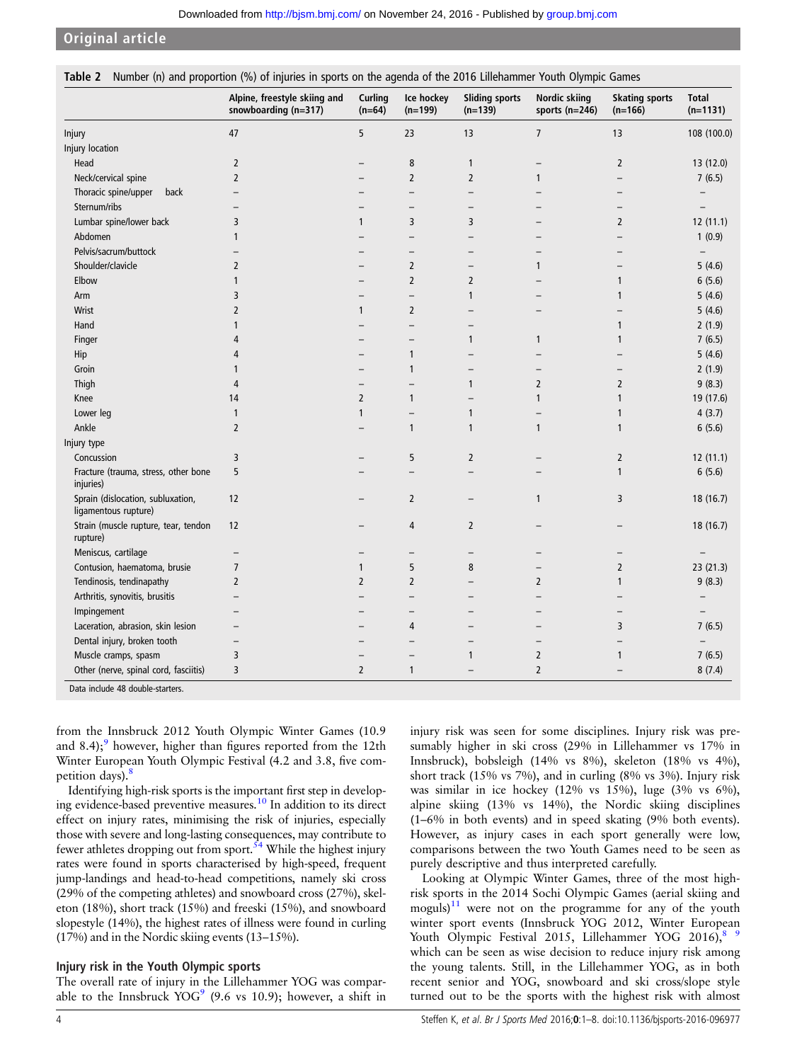**Table 2** Number (n) and proportion (%) of injuries in sports on the agenda of the 2016 Lillehammer Youth Olympic Games

| | Alpine, freestyle skiing and snowboarding (n=317) | Curling (n=64) | Ice hockey (n=199) | Sliding sports (n=139) | Nordic skiing sports (n=246) | Skating sports (n=166) | Total (n=1131) |
|---|---|---|---|---|---|---|---|
| Injury | 47 | 5 | 23 | 13 | 7 | 13 | 108 (100.0) |
| Injury location | | | | | | | |
| Head | 2 | – | 8 | 1 | – | 2 | 13 (12.0) |
| Neck/cervical spine | 2 | – | 2 | 2 | 1 | – | 7 (6.5) |
| Thoracic spine/upper back | – | – | – | – | – | – | – |
| Sternum/ribs | – | – | – | – | – | – | – |
| Lumbar spine/lower back | 3 | 1 | 3 | 3 | – | 2 | 12 (11.1) |
| Abdomen | 1 | – | – | – | – | – | 1 (0.9) |
| Pelvis/sacrum/buttock | – | – | – | – | – | – | – |
| Shoulder/clavicle | 2 | – | 2 | – | 1 | – | 5 (4.6) |
| Elbow | 1 | – | 2 | 2 | – | 1 | 6 (5.6) |
| Arm | 3 | – | – | 1 | – | 1 | 5 (4.6) |
| Wrist | 2 | 1 | 2 | – | – | – | 5 (4.6) |
| Hand | 1 | – | – | – | | 1 | 2 (1.9) |
| Finger | 4 | – | – | 1 | 1 | 1 | 7 (6.5) |
| Hip | 4 | – | 1 | – | – | – | 5 (4.6) |
| Groin | 1 | – | 1 | – | – | – | 2 (1.9) |
| Thigh | 4 | – | – | 1 | 2 | 2 | 9 (8.3) |
| Knee | 14 | 2 | 1 | – | 1 | 1 | 19 (17.6) |
| Lower leg | 1 | 1 | – | 1 | – | 1 | 4 (3.7) |
| Ankle | 2 | – | 1 | 1 | 1 | 1 | 6 (5.6) |
| Injury type | | | | | | | |
| Concussion | 3 | – | 5 | 2 | – | 2 | 12 (11.1) |
| Fracture (trauma, stress, other bone injuries) | 5 | – | – | – | – | 1 | 6 (5.6) |
| Sprain (dislocation, subluxation, ligamentous rupture) | 12 | – | 2 | – | 1 | 3 | 18 (16.7) |
| Strain (muscle rupture, tear, tendon rupture) | 12 | – | 4 | 2 | – | – | 18 (16.7) |
| Meniscus, cartilage | – | – | – | – | – | – | – |
| Contusion, haematoma, brusie | 7 | 1 | 5 | 8 | – | 2 | 23 (21.3) |
| Tendinosis, tendinapathy | 2 | 2 | 2 | – | 2 | 1 | 9 (8.3) |
| Arthritis, synovitis, brusitis | – | – | – | – | – | – | – |
| Impingement | – | – | – | – | – | – | – |
| Laceration, abrasion, skin lesion | – | – | 4 | – | – | 3 | 7 (6.5) |
| Dental injury, broken tooth | – | – | – | – | – | – | – |
| Muscle cramps, spasm | 3 | – | – | 1 | 2 | 1 | 7 (6.5) |
| Other (nerve, spinal cord, fasciitis) | 3 | 2 | 1 | – | 2 | – | 8 (7.4) |

Data include 48 double-starters.

from the Innsbruck 2012 Youth Olympic Winter Games (10.9 and 8.4);[9] however, higher than figures reported from the 12th Winter European Youth Olympic Festival (4.2 and 3.8, five competition days).[8]

Identifying high-risk sports is the important first step in developing evidence-based preventive measures.[10] In addition to its direct effect on injury rates, minimising the risk of injuries, especially those with severe and long-lasting consequences, may contribute to fewer athletes dropping out from sport.[54] While the highest injury rates were found in sports characterised by high-speed, frequent jump-landings and head-to-head competitions, namely ski cross (29% of the competing athletes) and snowboard cross (27%), skeleton (18%), short track (15%) and freeski (15%), and snowboard slopestyle (14%), the highest rates of illness were found in curling (17%) and in the Nordic skiing events (13–15%).

### Injury risk in the Youth Olympic sports

The overall rate of injury in the Lillehammer YOG was comparable to the Innsbruck YOG[9] (9.6 vs 10.9); however, a shift in injury risk was seen for some disciplines. Injury risk was presumably higher in ski cross (29% in Lillehammer vs 17% in Innsbruck), bobsleigh (14% vs 8%), skeleton (18% vs 4%), short track (15% vs 7%), and in curling (8% vs 3%). Injury risk was similar in ice hockey (12% vs 15%), luge (3% vs 6%), alpine skiing (13% vs 14%), the Nordic skiing disciplines (1–6% in both events) and in speed skating (9% both events). However, as injury cases in each sport generally were low, comparisons between the two Youth Games need to be seen as purely descriptive and thus interpreted carefully.

Looking at Olympic Winter Games, three of the most high-risk sports in the 2014 Sochi Olympic Games (aerial skiing and moguls)[11] were not on the programme for any of the youth winter sport events (Innsbruck YOG 2012, Winter European Youth Olympic Festival 2015, Lillehammer YOG 2016),[8,9] which can be seen as wise decision to reduce injury risk among the young talents. Still, in the Lillehammer YOG, as in both recent senior and YOG, snowboard and ski cross/slope style turned out to be the sports with the highest risk with almost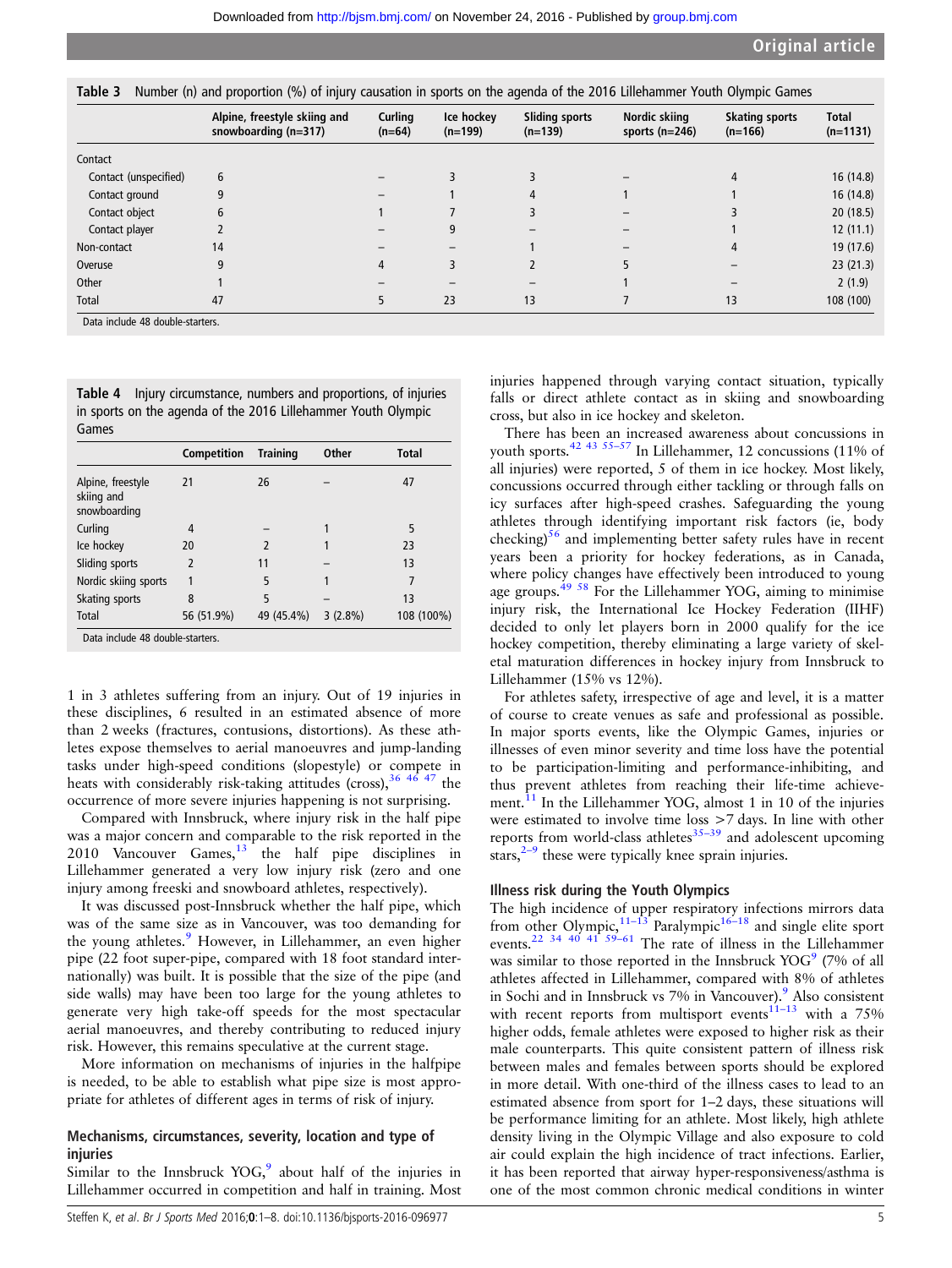**Table 3** Number (n) and proportion (%) of injury causation in sports on the agenda of the 2016 Lillehammer Youth Olympic Games

| | Alpine, freestyle skiing and snowboarding (n=317) | Curling (n=64) | Ice hockey (n=199) | Sliding sports (n=139) | Nordic skiing sports (n=246) | Skating sports (n=166) | Total (n=1131) |
|---|---|---|---|---|---|---|---|
| Contact | | | | | | | |
| Contact (unspecified) | 6 | – | 3 | 3 | – | 4 | 16 (14.8) |
| Contact ground | 9 | – | 1 | 4 | 1 | 1 | 16 (14.8) |
| Contact object | 6 | 1 | 7 | 3 | – | 3 | 20 (18.5) |
| Contact player | 2 | – | 9 | – | – | 1 | 12 (11.1) |
| Non-contact | 14 | – | – | 1 | – | 4 | 19 (17.6) |
| Overuse | 9 | 4 | 3 | 2 | 5 | – | 23 (21.3) |
| Other | 1 | – | – | – | 1 | – | 2 (1.9) |
| Total | 47 | 5 | 23 | 13 | 7 | 13 | 108 (100) |

Data include 48 double-starters.

**Table 4** Injury circumstance, numbers and proportions, of injuries in sports on the agenda of the 2016 Lillehammer Youth Olympic Games

| | Competition | Training | Other | Total |
|---|---|---|---|---|
| Alpine, freestyle skiing and snowboarding | 21 | 26 | – | 47 |
| Curling | 4 | – | 1 | 5 |
| Ice hockey | 20 | 2 | 1 | 23 |
| Sliding sports | 2 | 11 | – | 13 |
| Nordic skiing sports | 1 | 5 | 1 | 7 |
| Skating sports | 8 | 5 | – | 13 |
| Total | 56 (51.9%) | 49 (45.4%) | 3 (2.8%) | 108 (100%) |

Data include 48 double-starters.

1 in 3 athletes suffering from an injury. Out of 19 injuries in these disciplines, 6 resulted in an estimated absence of more than 2 weeks (fractures, contusions, distortions). As these athletes expose themselves to aerial manoeuvres and jump-landing tasks under high-speed conditions (slopestyle) or compete in heats with considerably risk-taking attitudes (cross),[36 46 47] the occurrence of more severe injuries happening is not surprising.

Compared with Innsbruck, where injury risk in the half pipe was a major concern and comparable to the risk reported in the 2010 Vancouver Games,[13] the half pipe disciplines in Lillehammer generated a very low injury risk (zero and one injury among freeski and snowboard athletes, respectively).

It was discussed post-Innsbruck whether the half pipe, which was of the same size as in Vancouver, was too demanding for the young athletes.[9] However, in Lillehammer, an even higher pipe (22 foot super-pipe, compared with 18 foot standard internationally) was built. It is possible that the size of the pipe (and side walls) may have been too large for the young athletes to generate very high take-off speeds for the most spectacular aerial manoeuvres, and thereby contributing to reduced injury risk. However, this remains speculative at the current stage.

More information on mechanisms of injuries in the halfpipe is needed, to be able to establish what pipe size is most appropriate for athletes of different ages in terms of risk of injury.

### Mechanisms, circumstances, severity, location and type of injuries

Similar to the Innsbruck YOG,[9] about half of the injuries in Lillehammer occurred in competition and half in training. Most injuries happened through varying contact situation, typically falls or direct athlete contact as in skiing and snowboarding cross, but also in ice hockey and skeleton.

There has been an increased awareness about concussions in youth sports.[42 43 55–57] In Lillehammer, 12 concussions (11% of all injuries) were reported, 5 of them in ice hockey. Most likely, concussions occurred through either tackling or through falls on icy surfaces after high-speed crashes. Safeguarding the young athletes through identifying important risk factors (ie, body checking)[56] and implementing better safety rules have in recent years been a priority for hockey federations, as in Canada, where policy changes have effectively been introduced to young age groups.[49 58] For the Lillehammer YOG, aiming to minimise injury risk, the International Ice Hockey Federation (IIHF) decided to only let players born in 2000 qualify for the ice hockey competition, thereby eliminating a large variety of skeletal maturation differences in hockey injury from Innsbruck to Lillehammer (15% vs 12%).

For athletes safety, irrespective of age and level, it is a matter of course to create venues as safe and professional as possible. In major sports events, like the Olympic Games, injuries or illnesses of even minor severity and time loss have the potential to be participation-limiting and performance-inhibiting, and thus prevent athletes from reaching their life-time achievement.[11] In the Lillehammer YOG, almost 1 in 10 of the injuries were estimated to involve time loss >7 days. In line with other reports from world-class athletes[35–39] and adolescent upcoming stars,[2–9] these were typically knee sprain injuries.

### Illness risk during the Youth Olympics

The high incidence of upper respiratory infections mirrors data from other Olympic,[11–13] Paralympic[16–18] and single elite sport events.[22 34 40 41 59–61] The rate of illness in the Lillehammer was similar to those reported in the Innsbruck YOG[9] (7% of all athletes affected in Lillehammer, compared with 8% of athletes in Sochi and in Innsbruck vs 7% in Vancouver).[9] Also consistent with recent reports from multisport events[11–13] with a 75% higher odds, female athletes were exposed to higher risk as their male counterparts. This quite consistent pattern of illness risk between males and females between sports should be explored in more detail. With one-third of the illness cases to lead to an estimated absence from sport for 1–2 days, these situations will be performance limiting for an athlete. Most likely, high athlete density living in the Olympic Village and also exposure to cold air could explain the high incidence of tract infections. Earlier, it has been reported that airway hyper-responsiveness/asthma is one of the most common chronic medical conditions in winter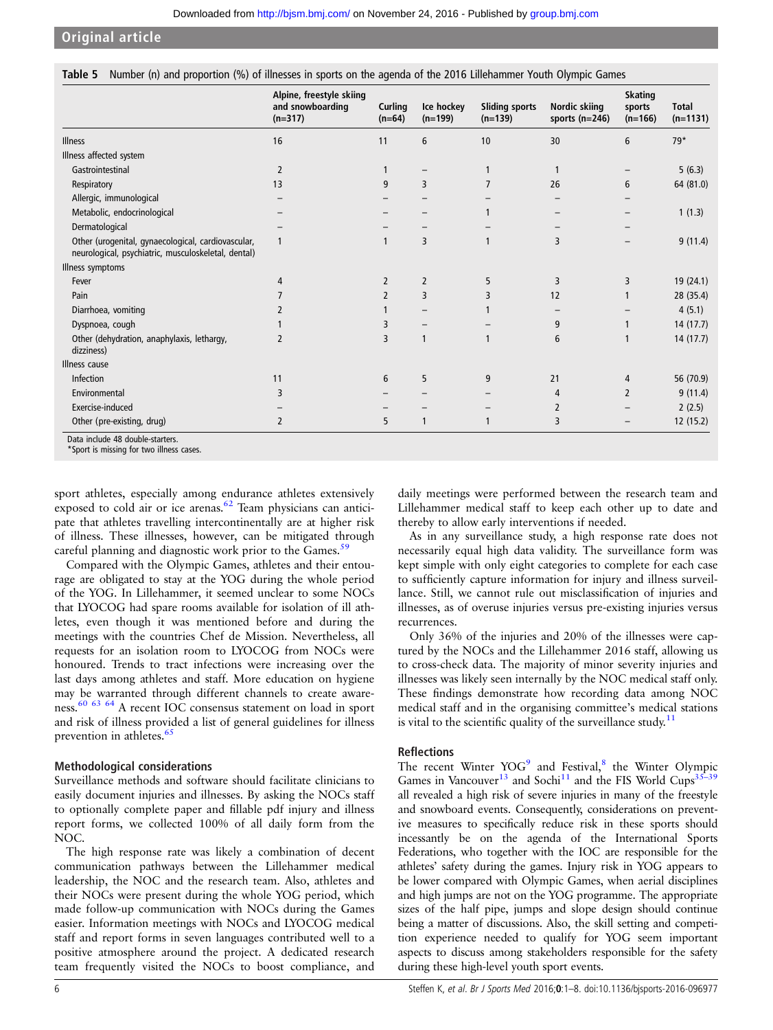**Table 5** Number (n) and proportion (%) of illnesses in sports on the agenda of the 2016 Lillehammer Youth Olympic Games

| | Alpine, freestyle skiing and snowboarding (n=317) | Curling (n=64) | Ice hockey (n=199) | Sliding sports (n=139) | Nordic skiing sports (n=246) | Skating sports (n=166) | Total (n=1131) |
|---|---|---|---|---|---|---|---|
| Illness | 16 | 11 | 6 | 10 | 30 | 6 | 79* |
| Illness affected system | | | | | | | |
| Gastrointestinal | 2 | 1 | – | 1 | 1 | – | 5 (6.3) |
| Respiratory | 13 | 9 | 3 | 7 | 26 | 6 | 64 (81.0) |
| Allergic, immunological | – | – | – | – | – | – | |
| Metabolic, endocrinological | – | – | – | 1 | – | – | 1 (1.3) |
| Dermatological | – | – | – | – | – | – | |
| Other (urogenital, gynaecological, cardiovascular, neurological, psychiatric, musculoskeletal, dental) | 1 | 1 | 3 | 1 | 3 | – | 9 (11.4) |
| Illness symptoms | | | | | | | |
| Fever | 4 | 2 | 2 | 5 | 3 | 3 | 19 (24.1) |
| Pain | 7 | 2 | 3 | 3 | 12 | 1 | 28 (35.4) |
| Diarrhoea, vomiting | 2 | 1 | – | 1 | – | – | 4 (5.1) |
| Dyspnoea, cough | 1 | 3 | – | – | 9 | 1 | 14 (17.7) |
| Other (dehydration, anaphylaxis, lethargy, dizziness) | 2 | 3 | 1 | 1 | 6 | 1 | 14 (17.7) |
| Illness cause | | | | | | | |
| Infection | 11 | 6 | 5 | 9 | 21 | 4 | 56 (70.9) |
| Environmental | 3 | – | – | – | 4 | 2 | 9 (11.4) |
| Exercise-induced | – | – | – | – | 2 | – | 2 (2.5) |
| Other (pre-existing, drug) | 2 | 5 | 1 | 1 | 3 | – | 12 (15.2) |

Data include 48 double-starters.
*Sport is missing for two illness cases.

sport athletes, especially among endurance athletes extensively exposed to cold air or ice arenas.[62] Team physicians can anticipate that athletes travelling intercontinentally are at higher risk of illness. These illnesses, however, can be mitigated through careful planning and diagnostic work prior to the Games.[59]

Compared with the Olympic Games, athletes and their entourage are obligated to stay at the YOG during the whole period of the YOG. In Lillehammer, it seemed unclear to some NOCs that LYOCOG had spare rooms available for isolation of ill athletes, even though it was mentioned before and during the meetings with the countries Chef de Mission. Nevertheless, all requests for an isolation room to LYOCOG from NOCs were honoured. Trends to tract infections were increasing over the last days among athletes and staff. More education on hygiene may be warranted through different channels to create awareness.[60 63 64] A recent IOC consensus statement on load in sport and risk of illness provided a list of general guidelines for illness prevention in athletes.[65]

### Methodological considerations

Surveillance methods and software should facilitate clinicians to easily document injuries and illnesses. By asking the NOCs staff to optionally complete paper and fillable pdf injury and illness report forms, we collected 100% of all daily form from the NOC.

The high response rate was likely a combination of decent communication pathways between the Lillehammer medical leadership, the NOC and the research team. Also, athletes and their NOCs were present during the whole YOG period, which made follow-up communication with NOCs during the Games easier. Information meetings with NOCs and LYOCOG medical staff and report forms in seven languages contributed well to a positive atmosphere around the project. A dedicated research team frequently visited the NOCs to boost compliance, and daily meetings were performed between the research team and Lillehammer medical staff to keep each other up to date and thereby to allow early interventions if needed.

As in any surveillance study, a high response rate does not necessarily equal high data validity. The surveillance form was kept simple with only eight categories to complete for each case to sufficiently capture information for injury and illness surveillance. Still, we cannot rule out misclassification of injuries and illnesses, as of overuse injuries versus pre-existing injuries versus recurrences.

Only 36% of the injuries and 20% of the illnesses were captured by the NOCs and the Lillehammer 2016 staff, allowing us to cross-check data. The majority of minor severity injuries and illnesses was likely seen internally by the NOC medical staff only. These findings demonstrate how recording data among NOC medical staff and in the organising committee's medical stations is vital to the scientific quality of the surveillance study.[11]

### Reflections

The recent Winter YOG[9] and Festival,[8] the Winter Olympic Games in Vancouver[13] and Sochi[11] and the FIS World Cups[35–39] all revealed a high risk of severe injuries in many of the freestyle and snowboard events. Consequently, considerations on preventive measures to specifically reduce risk in these sports should incessantly be on the agenda of the International Sports Federations, who together with the IOC are responsible for the athletes' safety during the games. Injury risk in YOG appears to be lower compared with Olympic Games, when aerial disciplines and high jumps are not on the YOG programme. The appropriate sizes of the half pipe, jumps and slope design should continue being a matter of discussions. Also, the skill setting and competition experience needed to qualify for YOG seem important aspects to discuss among stakeholders responsible for the safety during these high-level youth sport events.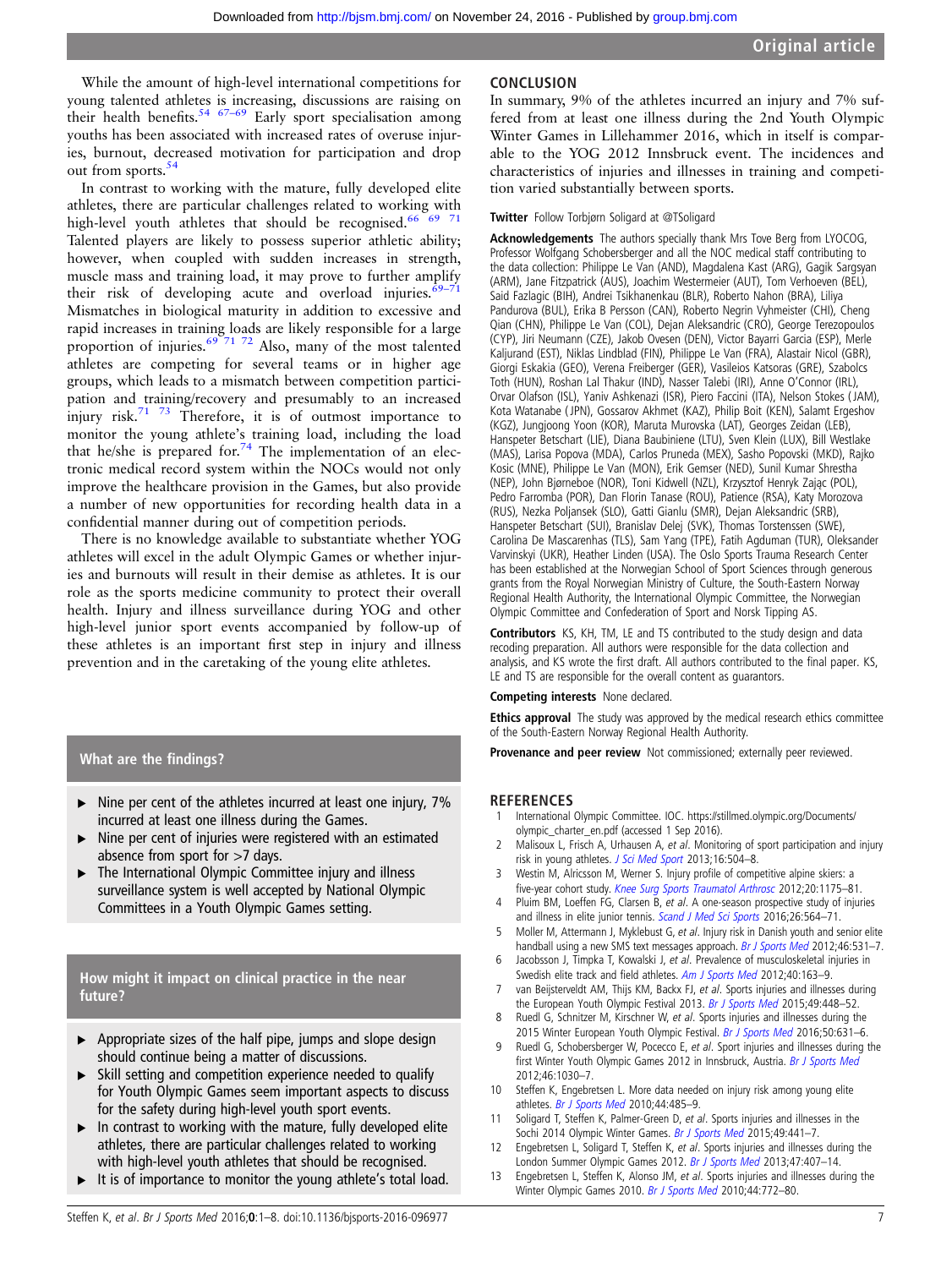While the amount of high-level international competitions for young talented athletes is increasing, discussions are raising on their health benefits.[54 67–69] Early sport specialisation among youths has been associated with increased rates of overuse injuries, burnout, decreased motivation for participation and drop out from sports.[54]

In contrast to working with the mature, fully developed elite athletes, there are particular challenges related to working with high-level youth athletes that should be recognised.[66 69 71] Talented players are likely to possess superior athletic ability; however, when coupled with sudden increases in strength, muscle mass and training load, it may prove to further amplify their risk of developing acute and overload injuries.[69–71] Mismatches in biological maturity in addition to excessive and rapid increases in training loads are likely responsible for a large proportion of injuries.[69 71 72] Also, many of the most talented athletes are competing for several teams or in higher age groups, which leads to a mismatch between competition participation and training/recovery and presumably to an increased injury risk.[71 73] Therefore, it is of outmost importance to monitor the young athlete's training load, including the load that he/she is prepared for.[74] The implementation of an electronic medical record system within the NOCs would not only improve the healthcare provision in the Games, but also provide a number of new opportunities for recording health data in a confidential manner during out of competition periods.

There is no knowledge available to substantiate whether YOG athletes will excel in the adult Olympic Games or whether injuries and burnouts will result in their demise as athletes. It is our role as the sports medicine community to protect their overall health. Injury and illness surveillance during YOG and other high-level junior sport events accompanied by follow-up of these athletes is an important first step in injury and illness prevention and in the caretaking of the young elite athletes.

### What are the findings?

- Nine per cent of the athletes incurred at least one injury, 7% incurred at least one illness during the Games.
- Nine per cent of injuries were registered with an estimated absence from sport for >7 days.
- The International Olympic Committee injury and illness surveillance system is well accepted by National Olympic Committees in a Youth Olympic Games setting.

### How might it impact on clinical practice in the near future?

- Appropriate sizes of the half pipe, jumps and slope design should continue being a matter of discussions.
- Skill setting and competition experience needed to qualify for Youth Olympic Games seem important aspects to discuss for the safety during high-level youth sport events.
- In contrast to working with the mature, fully developed elite athletes, there are particular challenges related to working with high-level youth athletes that should be recognised.
- It is of importance to monitor the young athlete's total load.

## CONCLUSION

In summary, 9% of the athletes incurred an injury and 7% suffered from at least one illness during the 2nd Youth Olympic Winter Games in Lillehammer 2016, which in itself is comparable to the YOG 2012 Innsbruck event. The incidences and characteristics of injuries and illnesses in training and competition varied substantially between sports.

**Twitter** Follow Torbjørn Soligard at @TSoligard

**Acknowledgements** The authors specially thank Mrs Tove Berg from LYOCOG, Professor Wolfgang Schobersberger and all the NOC medical staff contributing to the data collection: Philippe Le Van (AND), Magdalena Kast (ARG), Gagik Sargsyan (ARM), Jane Fitzpatrick (AUS), Joachim Westermeier (AUT), Tom Verhoeven (BEL), Said Fazlagic (BIH), Andrei Tsikhanenkau (BLR), Roberto Nahon (BRA), Liliya Pandurova (BUL), Erika B Persson (CAN), Roberto Negrin Vyhmeister (CHI), Cheng Qian (CHN), Philippe Le Van (COL), Dejan Aleksandric (CRO), George Terezopoulos (CYP), Jiri Neumann (CZE), Jakob Ovesen (DEN), Victor Bayarri Garcia (ESP), Merle Kaljurand (EST), Niklas Lindblad (FIN), Philippe Le Van (FRA), Alastair Nicol (GBR), Giorgi Eskakia (GEO), Verena Freiberger (GER), Vasileios Katsoras (GRE), Szabolcs Toth (HUN), Roshan Lal Thakur (IND), Nasser Talebi (IRI), Anne O'Connor (IRL), Orvar Olafson (ISL), Yaniv Ashkenazi (ISR), Piero Faccini (ITA), Nelson Stokes (JAM), Kota Watanabe (JPN), Gossarov Akhmet (KAZ), Philip Boit (KEN), Salamt Ergeshov (KGZ), Jungjoong Yoon (KOR), Maruta Murovska (LAT), Georges Zeidan (LEB), Hanspeter Betschart (LIE), Diana Baubiniene (LTU), Sven Klein (LUX), Bill Westlake (MAS), Larisa Popova (MDA), Carlos Pruneda (MEX), Sasho Popovski (MKD), Rajko Kosic (MNE), Philippe Le Van (MON), Erik Gemser (NED), Sunil Kumar Shrestha (NEP), John Bjørneboe (NOR), Toni Kidwell (NZL), Krzysztof Henryk Zając (POL), Pedro Farromba (POR), Dan Florin Tanase (ROU), Patience (RSA), Katy Morozova (RUS), Nezka Poljansek (SLO), Gatti Gianlu (SMR), Dejan Aleksandric (SRB), Hanspeter Betschart (SUI), Branislav Delej (SVK), Thomas Torstenssen (SWE), Carolina De Mascarenhas (TLS), Sam Yang (TPE), Fatih Agduman (TUR), Oleksander Varvinskyi (UKR), Heather Linden (USA). The Oslo Sports Trauma Research Center has been established at the Norwegian School of Sport Sciences through generous grants from the Royal Norwegian Ministry of Culture, the South-Eastern Norway Regional Health Authority, the International Olympic Committee, the Norwegian Olympic Committee and Confederation of Sport and Norsk Tipping AS.

**Contributors** KS, KH, TM, LE and TS contributed to the study design and data recoding preparation. All authors were responsible for the data collection and analysis, and KS wrote the first draft. All authors contributed to the final paper. KS, LE and TS are responsible for the overall content as guarantors.

**Competing interests** None declared.

**Ethics approval** The study was approved by the medical research ethics committee of the South-Eastern Norway Regional Health Authority.

**Provenance and peer review** Not commissioned; externally peer reviewed.

## REFERENCES

1. International Olympic Committee. IOC. https://stillmed.olympic.org/Documents/olympic_charter_en.pdf (accessed 1 Sep 2016).
2. Malisoux L, Frisch A, Urhausen A, *et al*. Monitoring of sport participation and injury risk in young athletes. *J Sci Med Sport* 2013;16:504–8.
3. Westin M, Alricsson M, Werner S. Injury profile of competitive alpine skiers: a five-year cohort study. *Knee Surg Sports Traumatol Arthrosc* 2012;20:1175–81.
4. Pluim BM, Loeffen FG, Clarsen B, *et al*. A one-season prospective study of injuries and illness in elite junior tennis. *Scand J Med Sci Sports* 2016;26:564–71.
5. Moller M, Attermann J, Myklebust G, *et al*. Injury risk in Danish youth and senior elite handball using a new SMS text messages approach. *Br J Sports Med* 2012;46:531–7.
6. Jacobsson J, Timpka T, Kowalski J, *et al*. Prevalence of musculoskeletal injuries in Swedish elite track and field athletes. *Am J Sports Med* 2012;40:163–9.
7. van Beijsterveldt AM, Thijs KM, Backx FJ, *et al*. Sports injuries and illnesses during the European Youth Olympic Festival 2013. *Br J Sports Med* 2015;49:448–52.
8. Ruedl G, Schnitzer M, Kirschner W, *et al*. Sports injuries and illnesses during the 2015 Winter European Youth Olympic Festival. *Br J Sports Med* 2016;50:631–6.
9. Ruedl G, Schobersberger W, Pocecco E, *et al*. Sport injuries and illnesses during the first Winter Youth Olympic Games 2012 in Innsbruck, Austria. *Br J Sports Med* 2012;46:1030–7.
10. Steffen K, Engebretsen L. More data needed on injury risk among young elite athletes. *Br J Sports Med* 2010;44:485–9.
11. Soligard T, Steffen K, Palmer-Green D, *et al*. Sports injuries and illnesses in the Sochi 2014 Olympic Winter Games. *Br J Sports Med* 2015;49:441–7.
12. Engebretsen L, Soligard T, Steffen K, *et al*. Sports injuries and illnesses during the London Summer Olympic Games 2012. *Br J Sports Med* 2013;47:407–14.
13. Engebretsen L, Steffen K, Alonso JM, *et al*. Sports injuries and illnesses during the Winter Olympic Games 2010. *Br J Sports Med* 2010;44:772–80.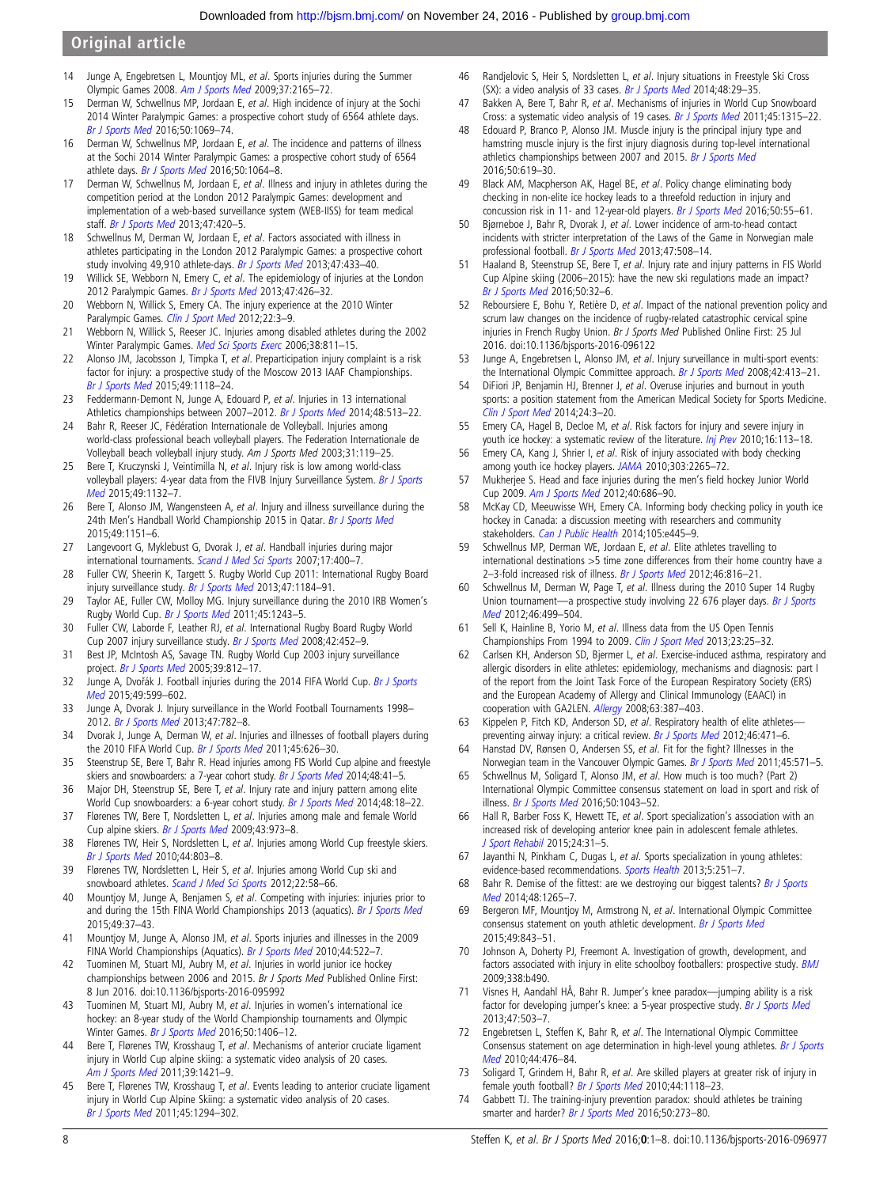14 Junge A, Engebretsen L, Mountjoy ML, *et al*. Sports injuries during the Summer Olympic Games 2008. *Am J Sports Med* 2009;37:2165–72.
15 Derman W, Schwellnus MP, Jordaan E, *et al*. High incidence of injury at the Sochi 2014 Winter Paralympic Games: a prospective cohort study of 6564 athlete days. *Br J Sports Med* 2016;50:1069–74.
16 Derman W, Schwellnus MP, Jordaan E, *et al*. The incidence and patterns of illness at the Sochi 2014 Winter Paralympic Games: a prospective cohort study of 6564 athlete days. *Br J Sports Med* 2016;50:1064–8.
17 Derman W, Schwellnus M, Jordaan E, *et al*. Illness and injury in athletes during the competition period at the London 2012 Paralympic Games: development and implementation of a web-based surveillance system (WEB-IISS) for team medical staff. *Br J Sports Med* 2013;47:420–5.
18 Schwellnus M, Derman W, Jordaan E, *et al*. Factors associated with illness in athletes participating in the London 2012 Paralympic Games: a prospective cohort study involving 49,910 athlete-days. *Br J Sports Med* 2013;47:433–40.
19 Willick SE, Webborn N, Emery C, *et al*. The epidemiology of injuries at the London 2012 Paralympic Games. *Br J Sports Med* 2013;47:426–32.
20 Webborn N, Willick S, Emery CA. The injury experience at the 2010 Winter Paralympic Games. *Clin J Sport Med* 2012;22:3–9.
21 Webborn N, Willick S, Reeser JC. Injuries among disabled athletes during the 2002 Winter Paralympic Games. *Med Sci Sports Exerc* 2006;38:811–15.
22 Alonso JM, Jacobsson J, Timpka T, *et al*. Preparticipation injury complaint is a risk factor for injury: a prospective study of the Moscow 2013 IAAF Championships. *Br J Sports Med* 2015;49:1118–24.
23 Feddermann-Demont N, Junge A, Edouard P, *et al*. Injuries in 13 international Athletics championships between 2007–2012. *Br J Sports Med* 2014;48:513–22.
24 Bahr R, Reeser JC, Fédération Internationale de Volleyball. Injuries among world-class professional beach volleyball players. The Federation Internationale de Volleyball beach volleyball injury study. *Am J Sports Med* 2003;31:119–25.
25 Bere T, Kruczynski J, Veintimilla N, *et al*. Injury risk is low among world-class volleyball players: 4-year data from the FIVB Injury Surveillance System. *Br J Sports Med* 2015;49:1132–7.
26 Bere T, Alonso JM, Wangensteen A, *et al*. Injury and illness surveillance during the 24th Men's Handball World Championship 2015 in Qatar. *Br J Sports Med* 2015;49:1151–6.
27 Langevoort G, Myklebust G, Dvorak J, *et al*. Handball injuries during major international tournaments. *Scand J Med Sci Sports* 2007;17:400–7.
28 Fuller CW, Sheerin K, Targett S. Rugby World Cup 2011: International Rugby Board injury surveillance study. *Br J Sports Med* 2013;47:1184–91.
29 Taylor AE, Fuller CW, Molloy MG. Injury surveillance during the 2010 IRB Women's Rugby World Cup. *Br J Sports Med* 2011;45:1243–5.
30 Fuller CW, Laborde F, Leather RJ, *et al*. International Rugby Board Rugby World Cup 2007 injury surveillance study. *Br J Sports Med* 2008;42:452–9.
31 Best JP, McIntosh AS, Savage TN. Rugby World Cup 2003 injury surveillance project. *Br J Sports Med* 2005;39:812–17.
32 Junge A, Dvořák J. Football injuries during the 2014 FIFA World Cup. *Br J Sports Med* 2015;49:599–602.
33 Junge A, Dvorak J. Injury surveillance in the World Football Tournaments 1998–2012. *Br J Sports Med* 2013;47:782–8.
34 Dvorak J, Junge A, Derman W, *et al*. Injuries and illnesses of football players during the 2010 FIFA World Cup. *Br J Sports Med* 2011;45:626–30.
35 Steenstrup SE, Bere T, Bahr R. Head injuries among FIS World Cup alpine and freestyle skiers and snowboarders: a 7-year cohort study. *Br J Sports Med* 2014;48:41–5.
36 Major DH, Steenstrup SE, Bere T, *et al*. Injury rate and injury pattern among elite World Cup snowboarders: a 6-year cohort study. *Br J Sports Med* 2014;48:18–22.
37 Flørenes TW, Bere T, Nordsletten L, *et al*. Injuries among male and female World Cup alpine skiers. *Br J Sports Med* 2009;43:973–8.
38 Flørenes TW, Heir S, Nordsletten L, *et al*. Injuries among World Cup freestyle skiers. *Br J Sports Med* 2010;44:803–8.
39 Flørenes TW, Nordsletten L, Heir S, *et al*. Injuries among World Cup ski and snowboard athletes. *Scand J Med Sci Sports* 2012;22:58–66.
40 Mountjoy M, Junge A, Benjamen S, *et al*. Competing with injuries: injuries prior to and during the 15th FINA World Championships 2013 (aquatics). *Br J Sports Med* 2015;49:37–43.
41 Mountjoy M, Junge A, Alonso JM, *et al*. Sports injuries and illnesses in the 2009 FINA World Championships (Aquatics). *Br J Sports Med* 2010;44:522–7.
42 Tuominen M, Stuart MJ, Aubry M, *et al*. Injuries in world junior ice hockey championships between 2006 and 2015. *Br J Sports Med* Published Online First: 8 Jun 2016. doi:10.1136/bjsports-2016-095992
43 Tuominen M, Stuart MJ, Aubry M, *et al*. Injuries in women's international ice hockey: an 8-year study of the World Championship tournaments and Olympic Winter Games. *Br J Sports Med* 2016;50:1406–12.
44 Bere T, Flørenes TW, Krosshaug T, *et al*. Mechanisms of anterior cruciate ligament injury in World Cup alpine skiing: a systematic video analysis of 20 cases. *Am J Sports Med* 2011;39:1421–9.
45 Bere T, Flørenes TW, Krosshaug T, *et al*. Events leading to anterior cruciate ligament injury in World Cup Alpine Skiing: a systematic video analysis of 20 cases. *Br J Sports Med* 2011;45:1294–302.
46 Randjelovic S, Heir S, Nordsletten L, *et al*. Injury situations in Freestyle Ski Cross (SX): a video analysis of 33 cases. *Br J Sports Med* 2014;48:29–35.
47 Bakken A, Bere T, Bahr R, *et al*. Mechanisms of injuries in World Cup Snowboard Cross: a systematic video analysis of 19 cases. *Br J Sports Med* 2011;45:1315–22.
48 Edouard P, Branco P, Alonso JM. Muscle injury is the principal injury type and hamstring muscle injury is the first injury diagnosis during top-level international athletics championships between 2007 and 2015. *Br J Sports Med* 2016;50:619–30.
49 Black AM, Macpherson AK, Hagel BE, *et al*. Policy change eliminating body checking in non-elite ice hockey leads to a threefold reduction in injury and concussion risk in 11- and 12-year-old players. *Br J Sports Med* 2016;50:55–61.
50 Bjørneboe J, Bahr R, Dvorak J, *et al*. Lower incidence of arm-to-head contact incidents with stricter interpretation of the Laws of the Game in Norwegian male professional football. *Br J Sports Med* 2013;47:508–14.
51 Haaland B, Steenstrup SE, Bere T, *et al*. Injury rate and injury patterns in FIS World Cup Alpine skiing (2006–2015): have the new ski regulations made an impact? *Br J Sports Med* 2016;50:32–6.
52 Reboursiere E, Bohu Y, Retière D, *et al*. Impact of the national prevention policy and scrum law changes on the incidence of rugby-related catastrophic cervical spine injuries in French Rugby Union. *Br J Sports Med* Published Online First: 25 Jul 2016. doi:10.1136/bjsports-2016-096122
53 Junge A, Engebretsen L, Alonso JM, *et al*. Injury surveillance in multi-sport events: the International Olympic Committee approach. *Br J Sports Med* 2008;42:413–21.
54 DiFiori JP, Benjamin HJ, Brenner J, *et al*. Overuse injuries and burnout in youth sports: a position statement from the American Medical Society for Sports Medicine. *Clin J Sport Med* 2014;24:3–20.
55 Emery CA, Hagel B, Decloe M, *et al*. Risk factors for injury and severe injury in youth ice hockey: a systematic review of the literature. *Inj Prev* 2010;16:113–18.
56 Emery CA, Kang J, Shrier I, *et al*. Risk of injury associated with body checking among youth ice hockey players. *JAMA* 2010;303:2265–72.
57 Mukherjee S. Head and face injuries during the men's field hockey Junior World Cup 2009. *Am J Sports Med* 2012;40:686–90.
58 McKay CD, Meeuwisse WH, Emery CA. Informing body checking policy in youth ice hockey in Canada: a discussion meeting with researchers and community stakeholders. *Can J Public Health* 2014;105:e445–9.
59 Schwellnus MP, Derman WE, Jordaan E, *et al*. Elite athletes travelling to international destinations >5 time zone differences from their home country have a 2–3-fold increased risk of illness. *Br J Sports Med* 2012;46:816–21.
60 Schwellnus M, Derman W, Page T, *et al*. Illness during the 2010 Super 14 Rugby Union tournament—a prospective study involving 22 676 player days. *Br J Sports Med* 2012;46:499–504.
61 Sell K, Hainline B, Yorio M, *et al*. Illness data from the US Open Tennis Championships From 1994 to 2009. *Clin J Sport Med* 2013;23:25–32.
62 Carlsen KH, Anderson SD, Bjermer L, *et al*. Exercise-induced asthma, respiratory and allergic disorders in elite athletes: epidemiology, mechanisms and diagnosis: part I of the report from the Joint Task Force of the European Respiratory Society (ERS) and the European Academy of Allergy and Clinical Immunology (EAACI) in cooperation with GA2LEN. *Allergy* 2008;63:387–403.
63 Kippelen P, Fitch KD, Anderson SD, *et al*. Respiratory health of elite athletes—preventing airway injury: a critical review. *Br J Sports Med* 2012;46:471–6.
64 Hanstad DV, Rønsen O, Andersen SS, *et al*. Fit for the fight? Illnesses in the Norwegian team in the Vancouver Olympic Games. *Br J Sports Med* 2011;45:571–5.
65 Schwellnus M, Soligard T, Alonso JM, *et al*. How much is too much? (Part 2) International Olympic Committee consensus statement on load in sport and risk of illness. *Br J Sports Med* 2016;50:1043–52.
66 Hall R, Barber Foss K, Hewett TE, *et al*. Sport specialization's association with an increased risk of developing anterior knee pain in adolescent female athletes. *J Sport Rehabil* 2015;24:31–5.
67 Jayanthi N, Pinkham C, Dugas L, *et al*. Sports specialization in young athletes: evidence-based recommendations. *Sports Health* 2013;5:251–7.
68 Bahr R. Demise of the fittest: are we destroying our biggest talents? *Br J Sports Med* 2014;48:1265–7.
69 Bergeron MF, Mountjoy M, Armstrong N, *et al*. International Olympic Committee consensus statement on youth athletic development. *Br J Sports Med* 2015;49:843–51.
70 Johnson A, Doherty PJ, Freemont A. Investigation of growth, development, and factors associated with injury in elite schoolboy footballers: prospective study. *BMJ* 2009;338:b490.
71 Visnes H, Aandahl HÅ, Bahr R. Jumper's knee paradox—jumping ability is a risk factor for developing jumper's knee: a 5-year prospective study. *Br J Sports Med* 2013;47:503–7.
72 Engebretsen L, Steffen K, Bahr R, *et al*. The International Olympic Committee Consensus statement on age determination in high-level young athletes. *Br J Sports Med* 2010;44:476–84.
73 Soligard T, Grindem H, Bahr R, *et al*. Are skilled players at greater risk of injury in female youth football? *Br J Sports Med* 2010;44:1118–23.
74 Gabbett TJ. The training-injury prevention paradox: should athletes be training smarter and harder? *Br J Sports Med* 2016;50:273–80.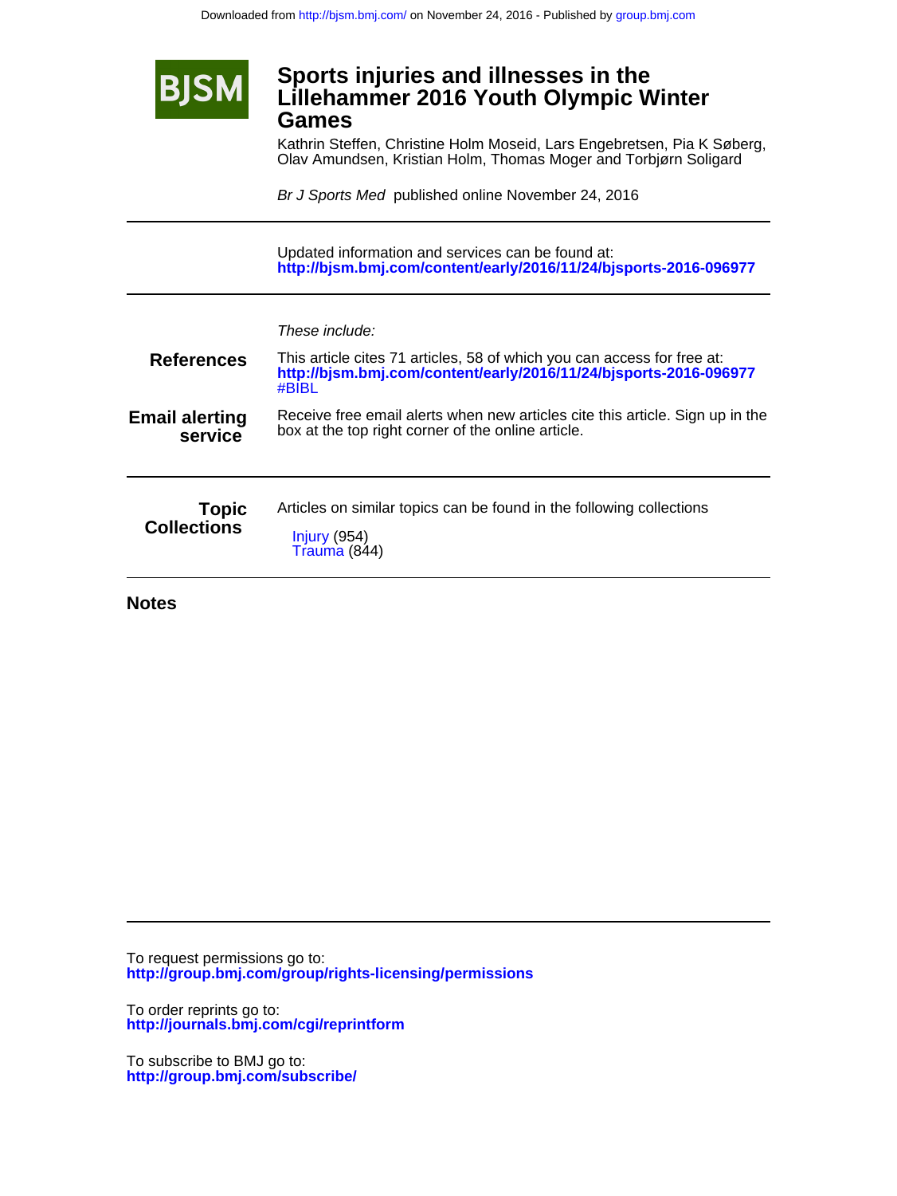Downloaded from http://bjsm.bmj.com/ on November 24, 2016 - Published by group.bmj.com

BJSM

# Sports injuries and illnesses in the Lillehammer 2016 Youth Olympic Winter Games

Kathrin Steffen, Christine Holm Moseid, Lars Engebretsen, Pia K Søberg, Olav Amundsen, Kristian Holm, Thomas Moger and Torbjørn Soligard

*Br J Sports Med* published online November 24, 2016

Updated information and services can be found at:
**http://bjsm.bmj.com/content/early/2016/11/24/bjsports-2016-096977**

*These include:*

**References** This article cites 71 articles, 58 of which you can access for free at:
**http://bjsm.bmj.com/content/early/2016/11/24/bjsports-2016-096977**
#BIBL

**Email alerting service** Receive free email alerts when new articles cite this article. Sign up in the box at the top right corner of the online article.

**Topic Collections** Articles on similar topics can be found in the following collections

Injury (954)
Trauma (844)

## Notes

To request permissions go to:
**http://group.bmj.com/group/rights-licensing/permissions**

To order reprints go to:
**http://journals.bmj.com/cgi/reprintform**

To subscribe to BMJ go to:
**http://group.bmj.com/subscribe/**